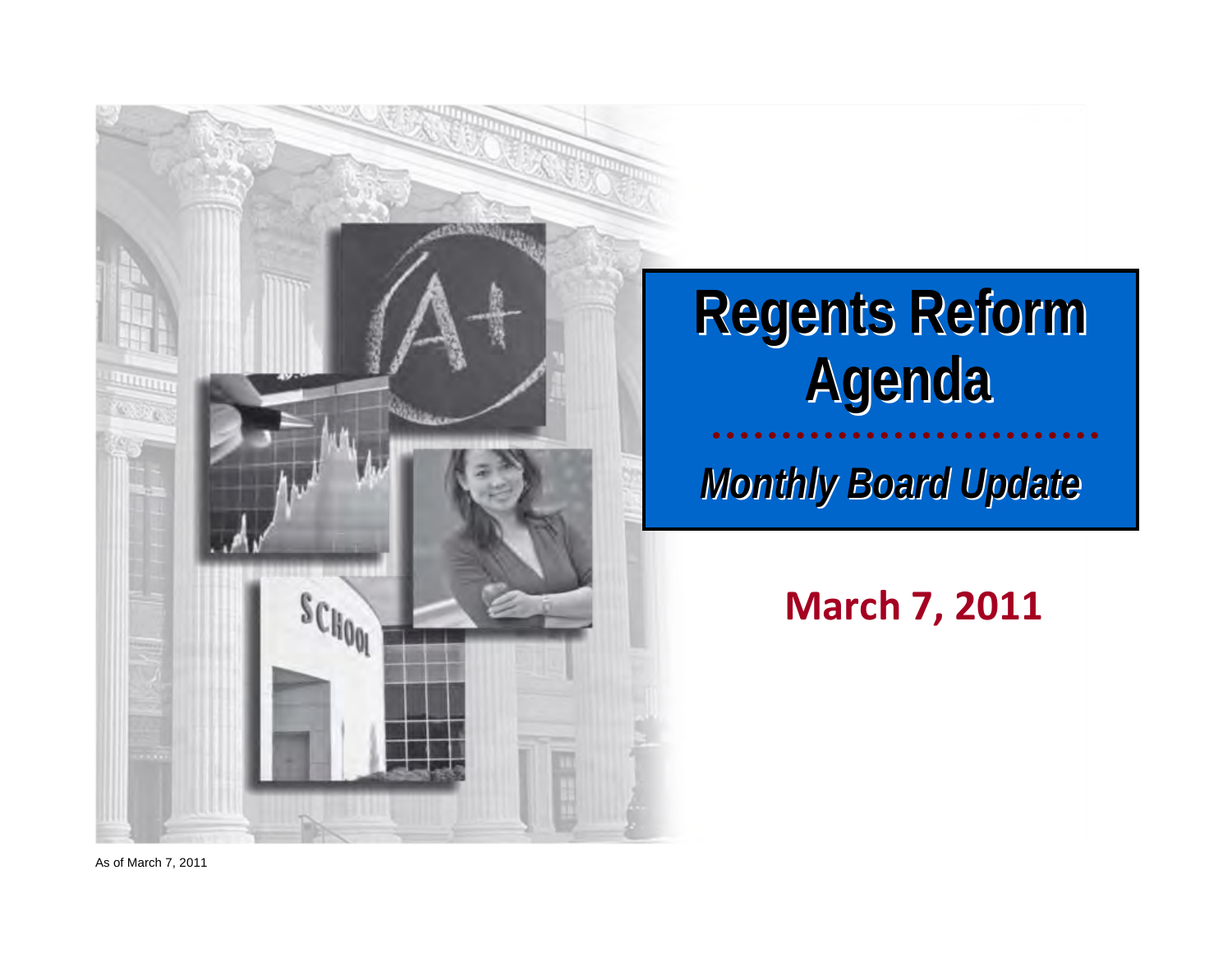# Regents Reform Agenda

*Monthly Board Update*

**March 7, 2011**

As of March 7, 2011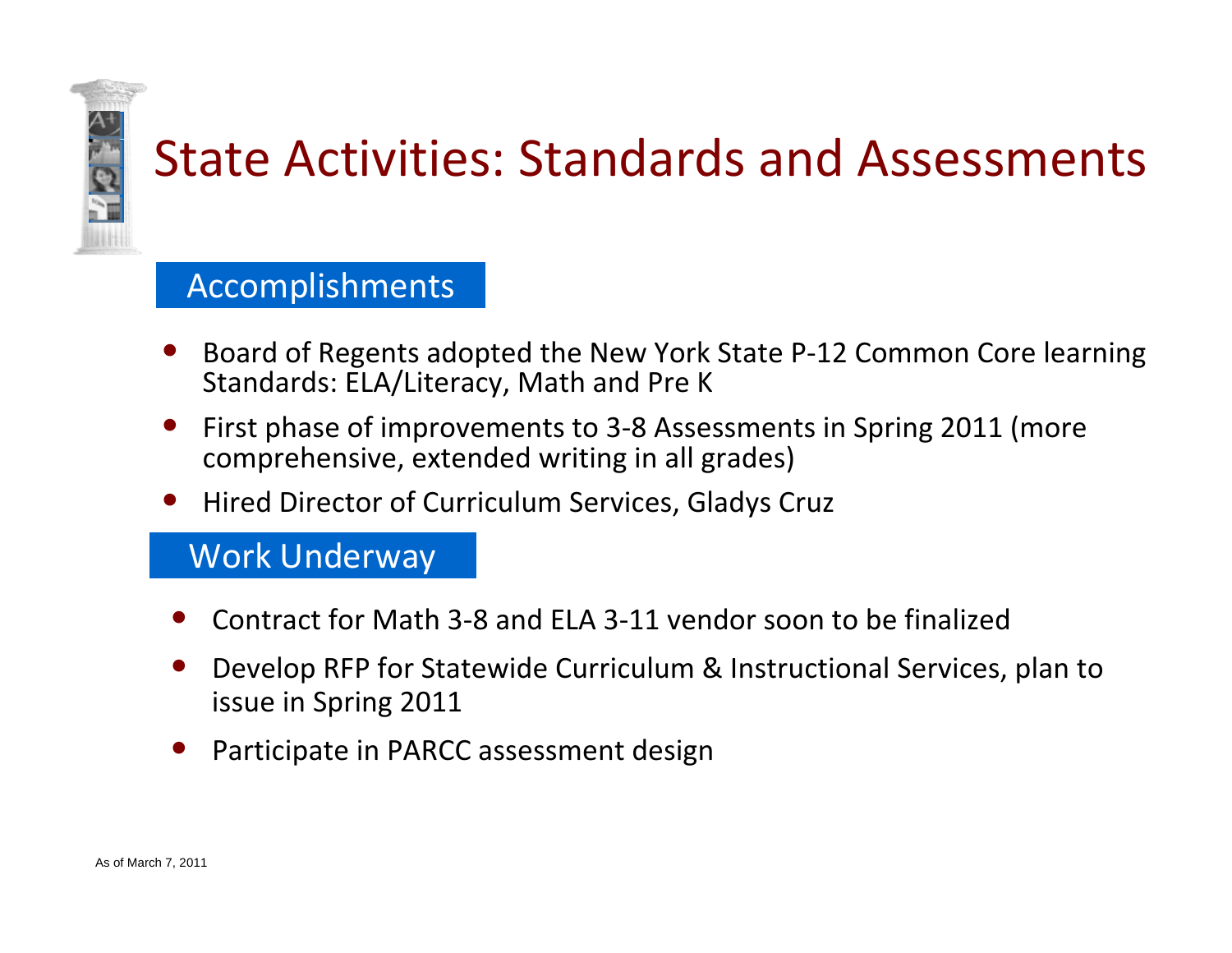# State Activities: Standards and Assessments

## Accomplishments

- Board of Regents adopted the New York State P-12 Common Core learning Standards: ELA/Literacy, Math and Pre K
- First phase of improvements to 3-8 Assessments in Spring 2011 (more comprehensive, extended writing in all grades)
- Hired Director of Curriculum Services, Gladys Cruz

## Work Underway

- Contract for Math 3-8 and ELA 3-11 vendor soon to be finalized
- Develop RFP for Statewide Curriculum & Instructional Services, plan to issue in Spring 2011
- Participate in PARCC assessment design

As of March 7, 2011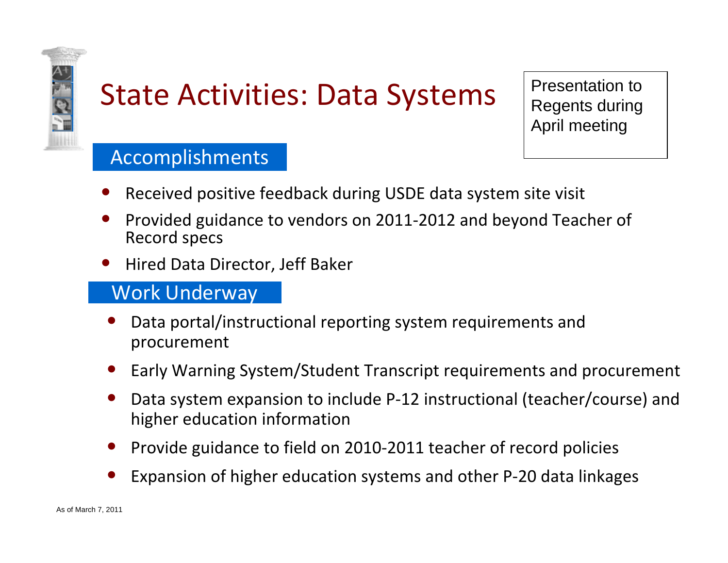# State Activities: Data Systems

Presentation to Regents during April meeting

## Accomplishments

- Received positive feedback during USDE data system site visit
- Provided guidance to vendors on 2011-2012 and beyond Teacher of Record specs
- Hired Data Director, Jeff Baker

## Work Underway

- Data portal/instructional reporting system requirements and procurement
- Early Warning System/Student Transcript requirements and procurement
- Data system expansion to include P-12 instructional (teacher/course) and higher education information
- Provide guidance to field on 2010-2011 teacher of record policies
- Expansion of higher education systems and other P-20 data linkages

As of March 7, 2011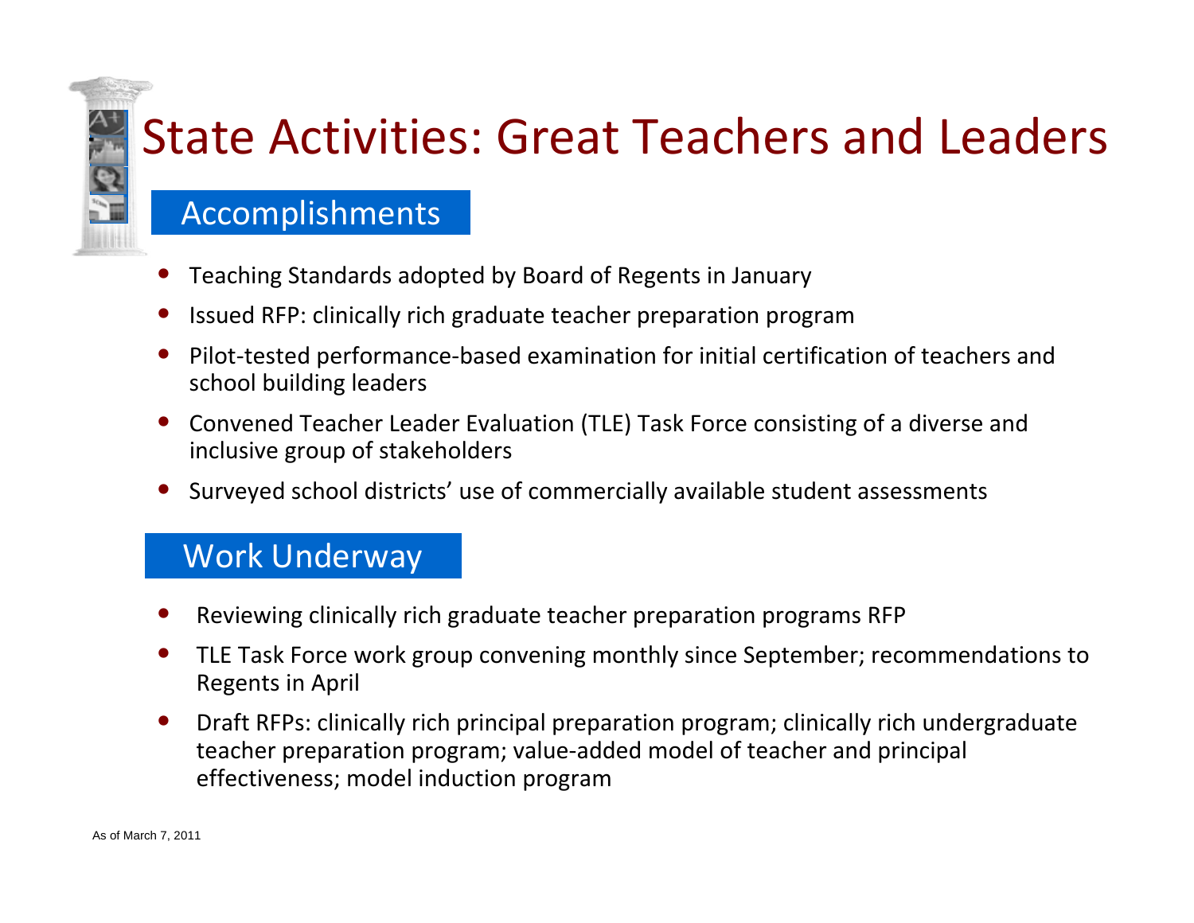# State Activities: Great Teachers and Leaders

## Accomplishments

- Teaching Standards adopted by Board of Regents in January
- Issued RFP: clinically rich graduate teacher preparation program
- Pilot-tested performance-based examination for initial certification of teachers and school building leaders
- Convened Teacher Leader Evaluation (TLE) Task Force consisting of a diverse and inclusive group of stakeholders
- Surveyed school districts' use of commercially available student assessments

## Work Underway

- Reviewing clinically rich graduate teacher preparation programs RFP
- TLE Task Force work group convening monthly since September; recommendations to Regents in April
- Draft RFPs: clinically rich principal preparation program; clinically rich undergraduate teacher preparation program; value-added model of teacher and principal effectiveness; model induction program

As of March 7, 2011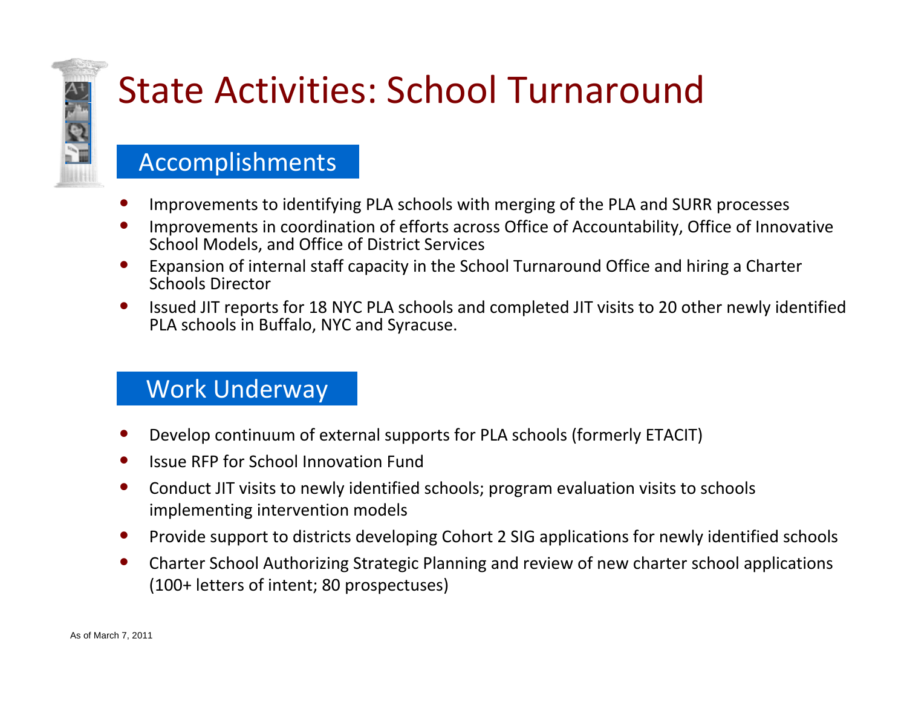# State Activities: School Turnaround

## Accomplishments

- Improvements to identifying PLA schools with merging of the PLA and SURR processes
- Improvements in coordination of efforts across Office of Accountability, Office of Innovative School Models, and Office of District Services
- Expansion of internal staff capacity in the School Turnaround Office and hiring a Charter Schools Director
- Issued JIT reports for 18 NYC PLA schools and completed JIT visits to 20 other newly identified PLA schools in Buffalo, NYC and Syracuse.

## Work Underway

- Develop continuum of external supports for PLA schools (formerly ETACIT)
- Issue RFP for School Innovation Fund
- Conduct JIT visits to newly identified schools; program evaluation visits to schools implementing intervention models
- Provide support to districts developing Cohort 2 SIG applications for newly identified schools
- Charter School Authorizing Strategic Planning and review of new charter school applications (100+ letters of intent; 80 prospectuses)

As of March 7, 2011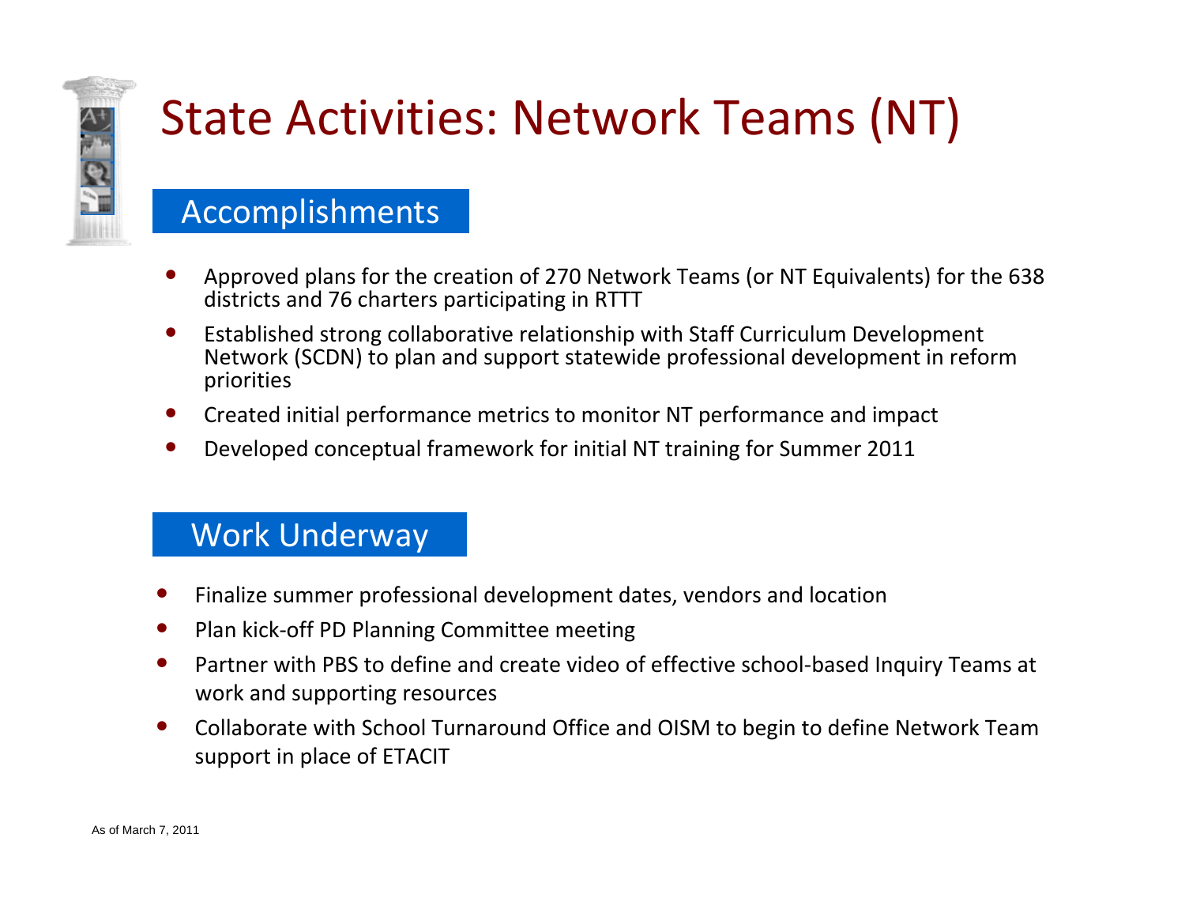# State Activities: Network Teams (NT)

## Accomplishments

- Approved plans for the creation of 270 Network Teams (or NT Equivalents) for the 638 districts and 76 charters participating in RTTT
- Established strong collaborative relationship with Staff Curriculum Development Network (SCDN) to plan and support statewide professional development in reform priorities
- Created initial performance metrics to monitor NT performance and impact
- Developed conceptual framework for initial NT training for Summer 2011

## Work Underway

- Finalize summer professional development dates, vendors and location
- Plan kick-off PD Planning Committee meeting
- Partner with PBS to define and create video of effective school-based Inquiry Teams at work and supporting resources
- Collaborate with School Turnaround Office and OISM to begin to define Network Team support in place of ETACIT

As of March 7, 2011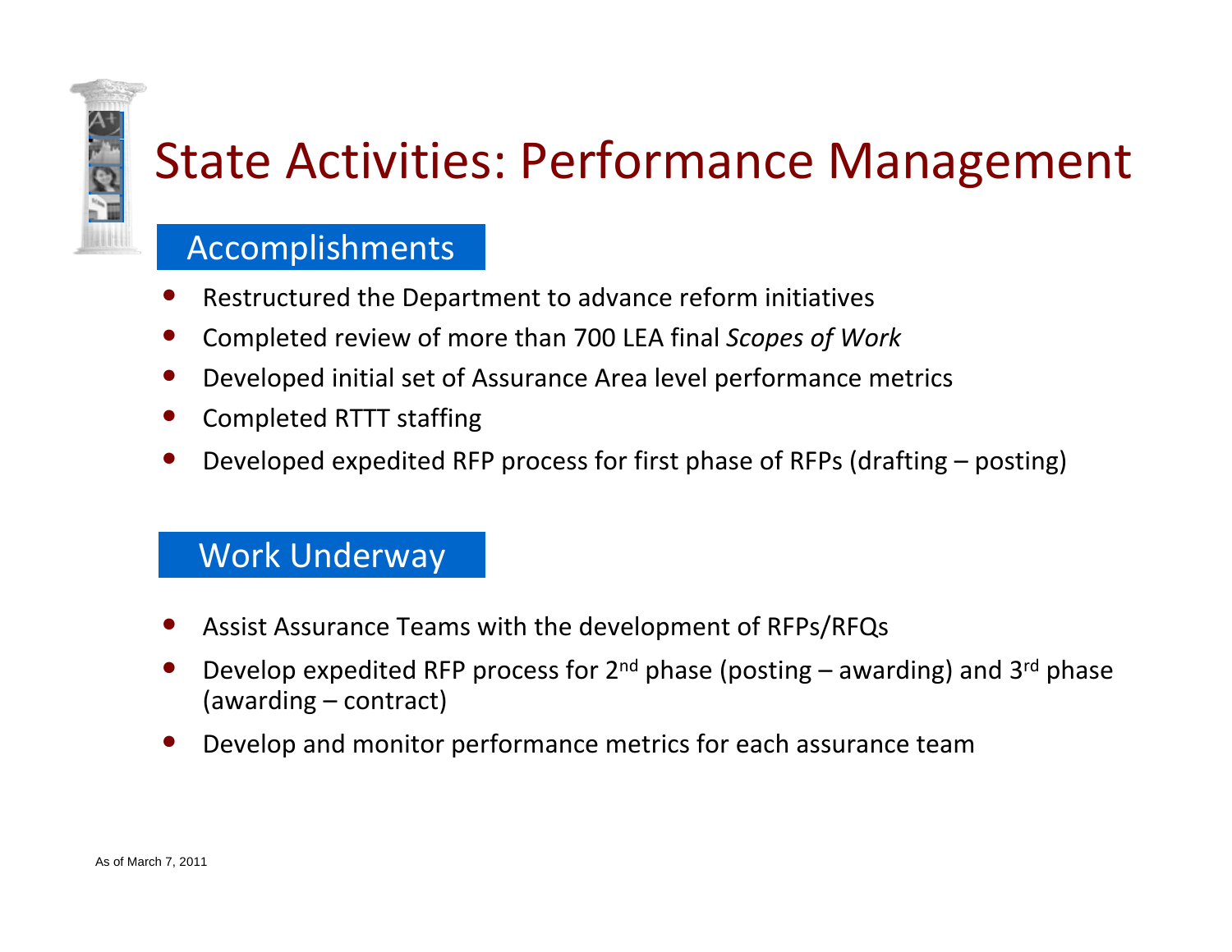# State Activities: Performance Management

## Accomplishments

- Restructured the Department to advance reform initiatives
- Completed review of more than 700 LEA final *Scopes of Work*
- Developed initial set of Assurance Area level performance metrics
- Completed RTTT staffing
- Developed expedited RFP process for first phase of RFPs (drafting – posting)

## Work Underway

- Assist Assurance Teams with the development of RFPs/RFQs
- Develop expedited RFP process for 2nd phase (posting – awarding) and 3rd phase (awarding – contract)
- Develop and monitor performance metrics for each assurance team

As of March 7, 2011